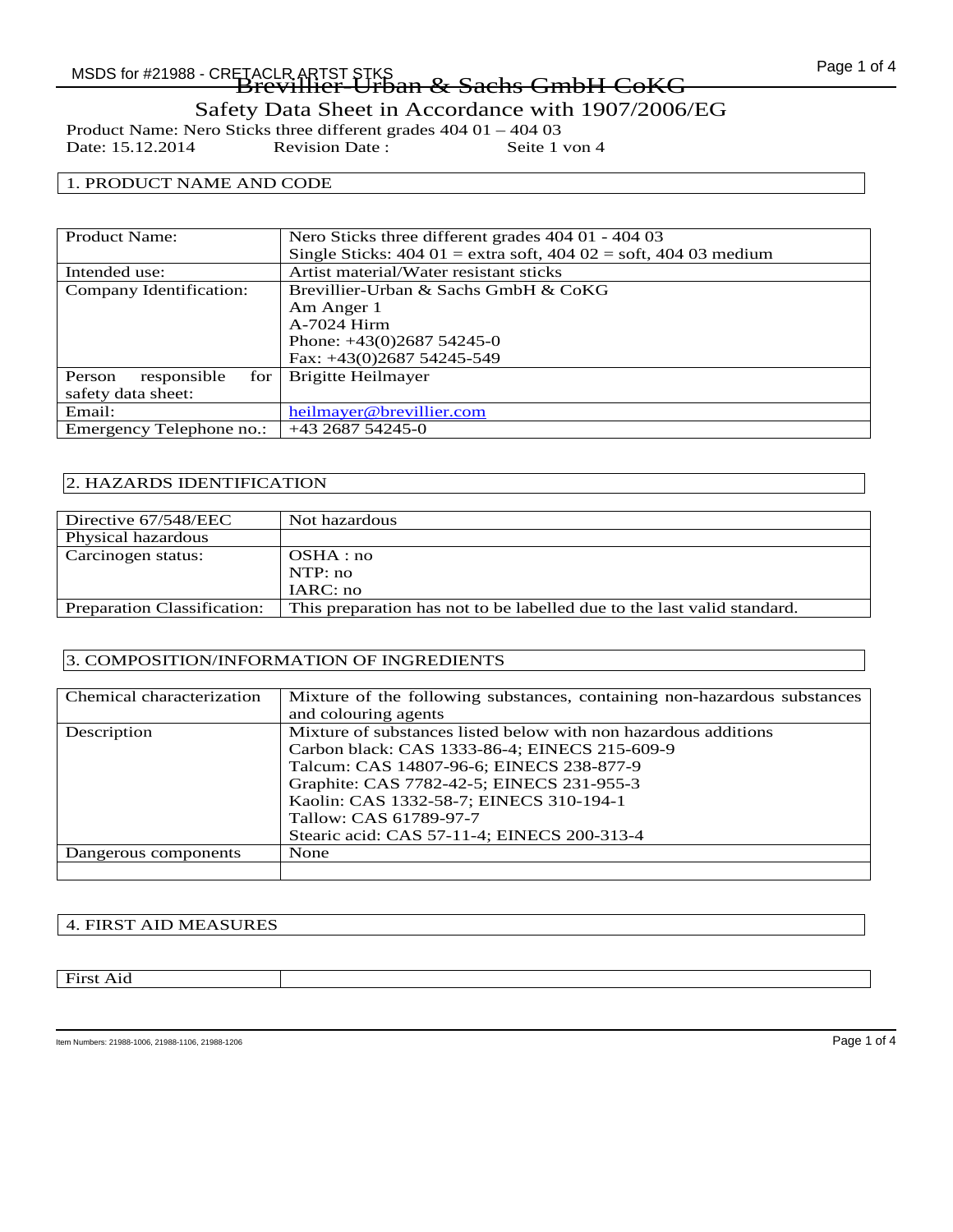# Brevillier-Urban & Sachs GmbH CoKG

## Safety Data Sheet in Accordance with 1907/2006/EG

Product Name: Nero Sticks three different grades 404 01 – 404 03
Date: 15.12.2014 Revision Date : Seite 1 von 4

## 1. PRODUCT NAME AND CODE

| | |
|---|---|
| Product Name: | Nero Sticks three different grades 404 01 - 404 03<br>Single Sticks: 404 01 = extra soft, 404 02 = soft, 404 03 medium |
| Intended use: | Artist material/Water resistant sticks |
| Company Identification: | Brevillier-Urban & Sachs GmbH & CoKG<br>Am Anger 1<br>A-7024 Hirm<br>Phone: +43(0)2687 54245-0<br>Fax: +43(0)2687 54245-549 |
| Person responsible for safety data sheet: | Brigitte Heilmayer |
| Email: | heilmayer@brevillier.com |
| Emergency Telephone no.: | +43 2687 54245-0 |

## 2. HAZARDS IDENTIFICATION

| | |
|---|---|
| Directive 67/548/EEC | Not hazardous |
| Physical hazardous | |
| Carcinogen status: | OSHA : no<br>NTP: no<br>IARC: no |
| Preparation Classification: | This preparation has not to be labelled due to the last valid standard. |

## 3. COMPOSITION/INFORMATION OF INGREDIENTS

| | |
|---|---|
| Chemical characterization | Mixture of the following substances, containing non-hazardous substances and colouring agents |
| Description | Mixture of substances listed below with non hazardous additions<br>Carbon black: CAS 1333-86-4; EINECS 215-609-9<br>Talcum: CAS 14807-96-6; EINECS 238-877-9<br>Graphite: CAS 7782-42-5; EINECS 231-955-3<br>Kaolin: CAS 1332-58-7; EINECS 310-194-1<br>Tallow: CAS 61789-97-7<br>Stearic acid: CAS 57-11-4; EINECS 200-313-4 |
| Dangerous components | None |
| | |

## 4. FIRST AID MEASURES

| | |
|---|---|
| First Aid | |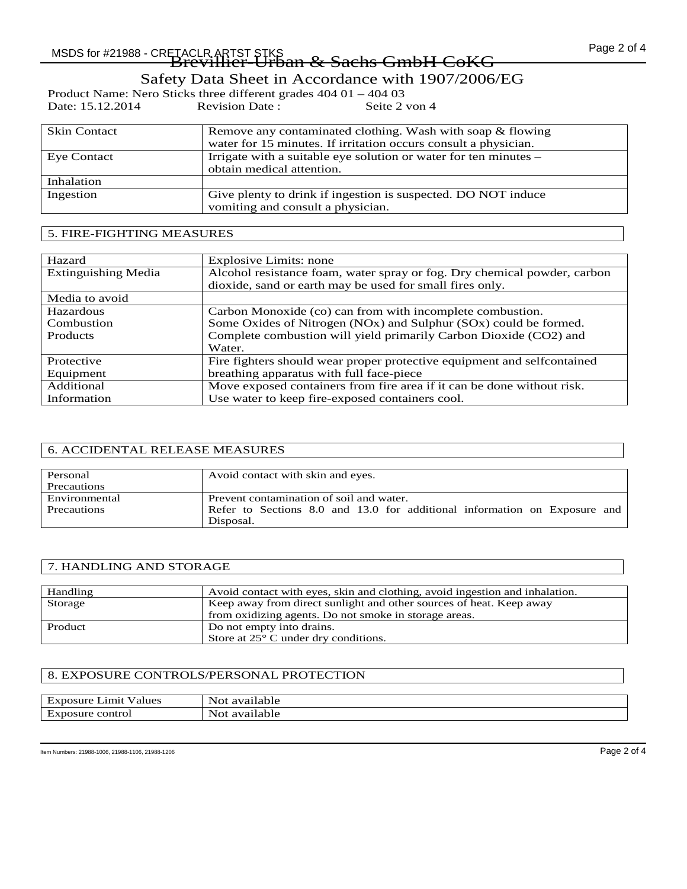Brevillier-Urban & Sachs GmbH CoKG

Safety Data Sheet in Accordance with 1907/2006/EG

Product Name: Nero Sticks three different grades 404 01 – 404 03
Date: 15.12.2014 Revision Date : Seite 2 von 4

| | |
|---|---|
| Skin Contact | Remove any contaminated clothing. Wash with soap & flowing water for 15 minutes. If irritation occurs consult a physician. |
| Eye Contact | Irrigate with a suitable eye solution or water for ten minutes – obtain medical attention. |
| Inhalation | |
| Ingestion | Give plenty to drink if ingestion is suspected. DO NOT induce vomiting and consult a physician. |

## 5. FIRE-FIGHTING MEASURES

| | |
|---|---|
| Hazard | Explosive Limits: none |
| Extinguishing Media | Alcohol resistance foam, water spray or fog. Dry chemical powder, carbon dioxide, sand or earth may be used for small fires only. |
| Media to avoid | |
| Hazardous Combustion Products | Carbon Monoxide (co) can from with incomplete combustion. Some Oxides of Nitrogen (NOx) and Sulphur (SOx) could be formed. Complete combustion will yield primarily Carbon Dioxide (CO2) and Water. |
| Protective Equipment | Fire fighters should wear proper protective equipment and selfcontained breathing apparatus with full face-piece |
| Additional Information | Move exposed containers from fire area if it can be done without risk. Use water to keep fire-exposed containers cool. |

## 6. ACCIDENTAL RELEASE MEASURES

| | |
|---|---|
| Personal Precautions | Avoid contact with skin and eyes. |
| Environmental Precautions | Prevent contamination of soil and water. Refer to Sections 8.0 and 13.0 for additional information on Exposure and Disposal. |

## 7. HANDLING AND STORAGE

| | |
|---|---|
| Handling | Avoid contact with eyes, skin and clothing, avoid ingestion and inhalation. |
| Storage | Keep away from direct sunlight and other sources of heat. Keep away from oxidizing agents. Do not smoke in storage areas. |
| Product | Do not empty into drains. Store at 25° C under dry conditions. |

## 8. EXPOSURE CONTROLS/PERSONAL PROTECTION

| | |
|---|---|
| Exposure Limit Values | Not available |
| Exposure control | Not available |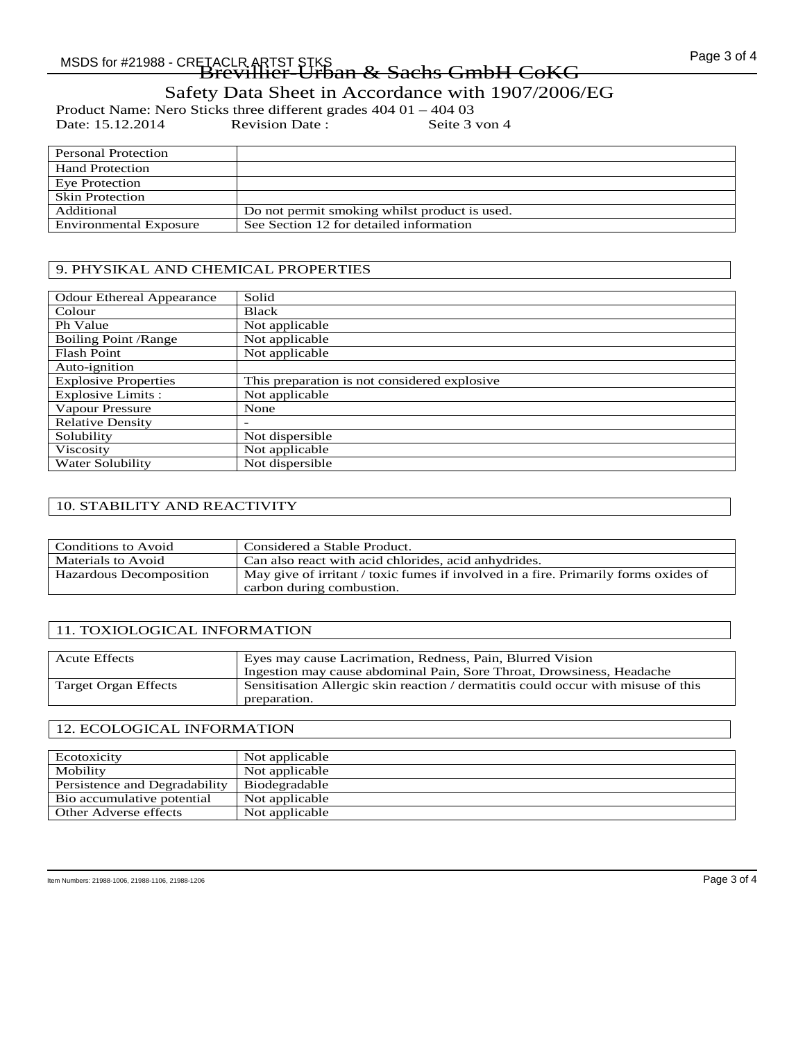| Personal Protection | |
|---|---|
| Hand Protection | |
| Eye Protection | |
| Skin Protection | |
| Additional | Do not permit smoking whilst product is used. |
| Environmental Exposure | See Section 12 for detailed information |

## 9. PHYSIKAL AND CHEMICAL PROPERTIES

| Odour Ethereal Appearance | Solid |
|---|---|
| Colour | Black |
| Ph Value | Not applicable |
| Boiling Point /Range | Not applicable |
| Flash Point | Not applicable |
| Auto-ignition | |
| Explosive Properties | This preparation is not considered explosive |
| Explosive Limits : | Not applicable |
| Vapour Pressure | None |
| Relative Density | - |
| Solubility | Not dispersible |
| Viscosity | Not applicable |
| Water Solubility | Not dispersible |

## 10. STABILITY AND REACTIVITY

| Conditions to Avoid | Considered a Stable Product. |
|---|---|
| Materials to Avoid | Can also react with acid chlorides, acid anhydrides. |
| Hazardous Decomposition | May give of irritant / toxic fumes if involved in a fire. Primarily forms oxides of carbon during combustion. |

## 11. TOXIOLOGICAL INFORMATION

| Acute Effects | Eyes may cause Lacrimation, Redness, Pain, Blurred Vision<br>Ingestion may cause abdominal Pain, Sore Throat, Drowsiness, Headache |
|---|---|
| Target Organ Effects | Sensitisation Allergic skin reaction / dermatitis could occur with misuse of this preparation. |

## 12. ECOLOGICAL INFORMATION

| Ecotoxicity | Not applicable |
|---|---|
| Mobility | Not applicable |
| Persistence and Degradability | Biodegradable |
| Bio accumulative potential | Not applicable |
| Other Adverse effects | Not applicable |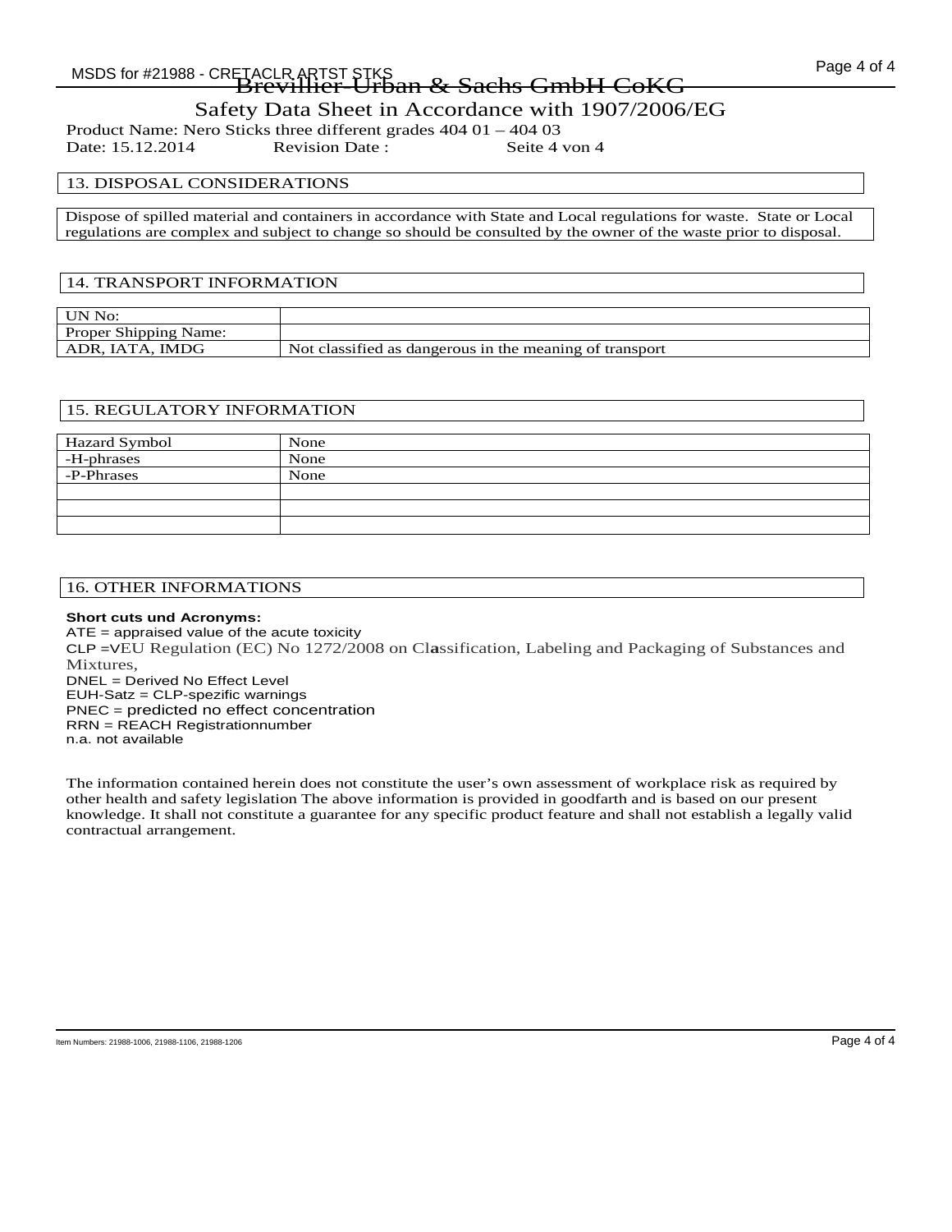Brevillier-Urban & Sachs GmbH CoKG

Safety Data Sheet in Accordance with 1907/2006/EG

Product Name: Nero Sticks three different grades 404 01 – 404 03
Date: 15.12.2014 Revision Date : Seite 4 von 4

## 13. DISPOSAL CONSIDERATIONS

Dispose of spilled material and containers in accordance with State and Local regulations for waste. State or Local regulations are complex and subject to change so should be consulted by the owner of the waste prior to disposal.

## 14. TRANSPORT INFORMATION

| | |
|---|---|
| UN No: | |
| Proper Shipping Name: | |
| ADR, IATA, IMDG | Not classified as dangerous in the meaning of transport |

## 15. REGULATORY INFORMATION

| | |
|---|---|
| Hazard Symbol | None |
| -H-phrases | None |
| -P-Phrases | None |
| | |
| | |
| | |

## 16. OTHER INFORMATIONS

**Short cuts und Acronyms:**
ATE = appraised value of the acute toxicity
CLP =VEU Regulation (EC) No 1272/2008 on Classification, Labeling and Packaging of Substances and Mixtures,
DNEL = Derived No Effect Level
EUH-Satz = CLP-spezific warnings
PNEC = predicted no effect concentration
RRN = REACH Registrationnumber
n.a. not available

The information contained herein does not constitute the user's own assessment of workplace risk as required by other health and safety legislation The above information is provided in goodfarth and is based on our present knowledge. It shall not constitute a guarantee for any specific product feature and shall not establish a legally valid contractual arrangement.